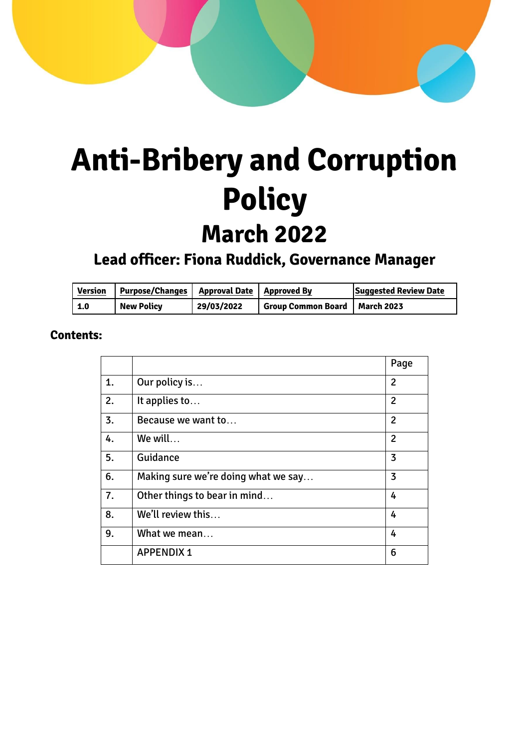# Anti-Bribery and Corruption Policy

## March 2022

### Lead officer: Fiona Ruddick, Governance Manager

| Version | Purpose/Changes | Approval Date | Approved By | Suggested Review Date |
|---|---|---|---|---|
| 1.0 | New Policy | 29/03/2022 | Group Common Board | March 2023 |

**Contents:**

| | | Page |
|---|---|---|
| 1. | Our policy is… | 2 |
| 2. | It applies to… | 2 |
| 3. | Because we want to… | 2 |
| 4. | We will… | 2 |
| 5. | Guidance | 3 |
| 6. | Making sure we're doing what we say… | 3 |
| 7. | Other things to bear in mind… | 4 |
| 8. | We'll review this… | 4 |
| 9. | What we mean… | 4 |
| | APPENDIX 1 | 6 |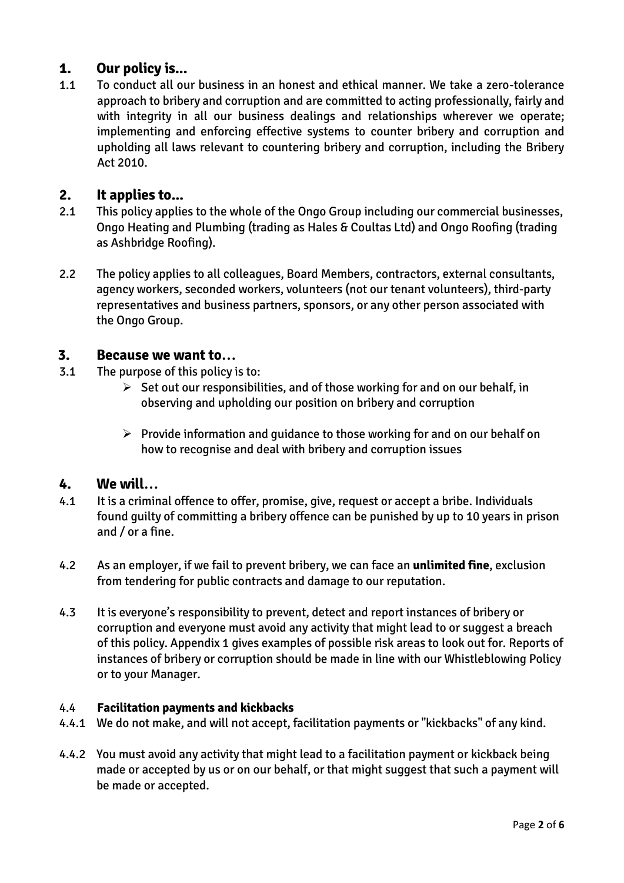## 1. Our policy is...

1.1 To conduct all our business in an honest and ethical manner. We take a zero-tolerance approach to bribery and corruption and are committed to acting professionally, fairly and with integrity in all our business dealings and relationships wherever we operate; implementing and enforcing effective systems to counter bribery and corruption and upholding all laws relevant to countering bribery and corruption, including the Bribery Act 2010.

## 2. It applies to...

2.1 This policy applies to the whole of the Ongo Group including our commercial businesses, Ongo Heating and Plumbing (trading as Hales & Coultas Ltd) and Ongo Roofing (trading as Ashbridge Roofing).

2.2 The policy applies to all colleagues, Board Members, contractors, external consultants, agency workers, seconded workers, volunteers (not our tenant volunteers), third-party representatives and business partners, sponsors, or any other person associated with the Ongo Group.

## 3. Because we want to…

3.1 The purpose of this policy is to:

- Set out our responsibilities, and of those working for and on our behalf, in observing and upholding our position on bribery and corruption
- Provide information and guidance to those working for and on our behalf on how to recognise and deal with bribery and corruption issues

## 4. We will…

4.1 It is a criminal offence to offer, promise, give, request or accept a bribe. Individuals found guilty of committing a bribery offence can be punished by up to 10 years in prison and / or a fine.

4.2 As an employer, if we fail to prevent bribery, we can face an **unlimited fine**, exclusion from tendering for public contracts and damage to our reputation.

4.3 It is everyone's responsibility to prevent, detect and report instances of bribery or corruption and everyone must avoid any activity that might lead to or suggest a breach of this policy. Appendix 1 gives examples of possible risk areas to look out for. Reports of instances of bribery or corruption should be made in line with our Whistleblowing Policy or to your Manager.

### 4.4 Facilitation payments and kickbacks

4.4.1 We do not make, and will not accept, facilitation payments or "kickbacks" of any kind.

4.4.2 You must avoid any activity that might lead to a facilitation payment or kickback being made or accepted by us or on our behalf, or that might suggest that such a payment will be made or accepted.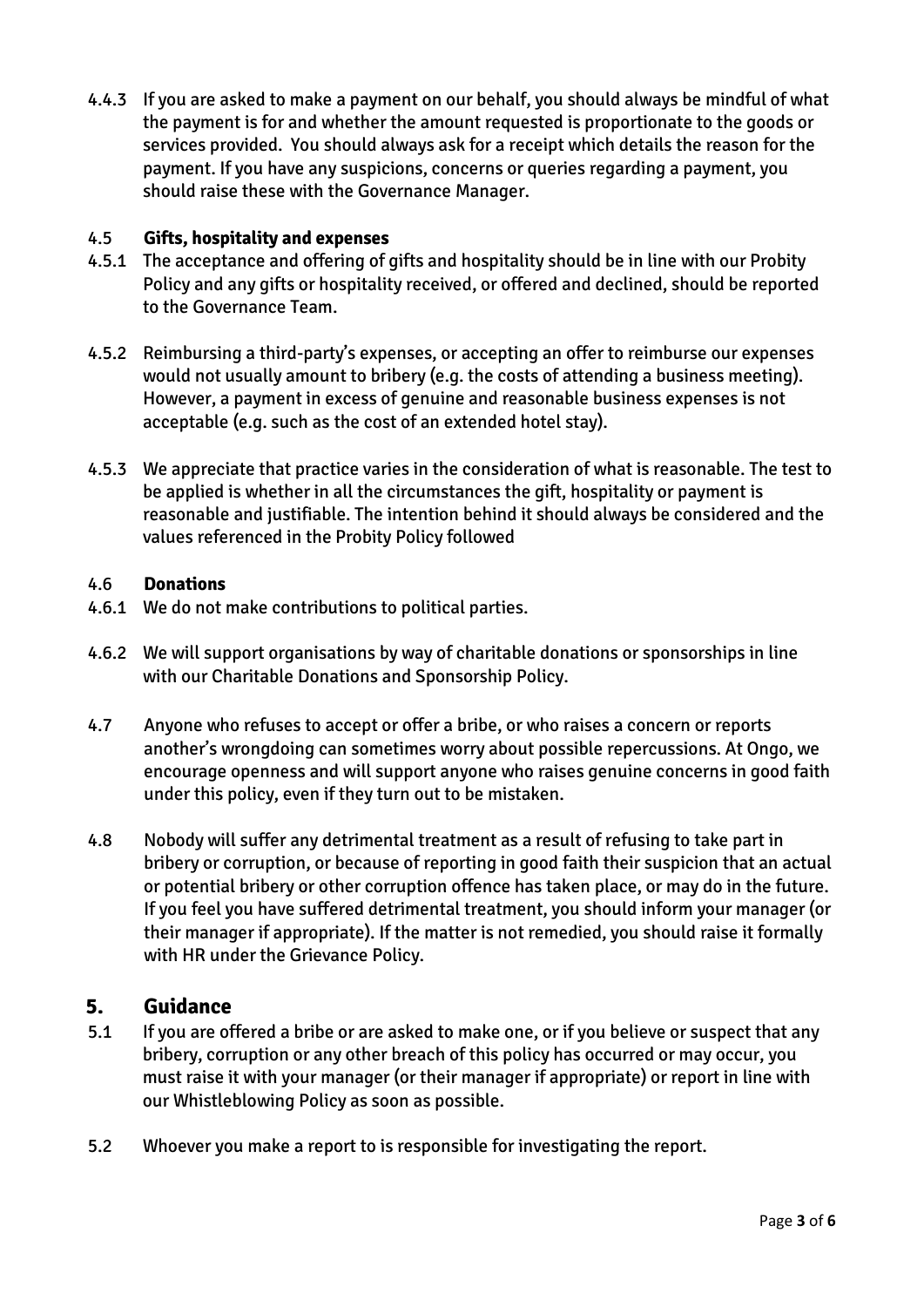4.4.3 If you are asked to make a payment on our behalf, you should always be mindful of what the payment is for and whether the amount requested is proportionate to the goods or services provided. You should always ask for a receipt which details the reason for the payment. If you have any suspicions, concerns or queries regarding a payment, you should raise these with the Governance Manager.

4.5 **Gifts, hospitality and expenses**

4.5.1 The acceptance and offering of gifts and hospitality should be in line with our Probity Policy and any gifts or hospitality received, or offered and declined, should be reported to the Governance Team.

4.5.2 Reimbursing a third-party's expenses, or accepting an offer to reimburse our expenses would not usually amount to bribery (e.g. the costs of attending a business meeting). However, a payment in excess of genuine and reasonable business expenses is not acceptable (e.g. such as the cost of an extended hotel stay).

4.5.3 We appreciate that practice varies in the consideration of what is reasonable. The test to be applied is whether in all the circumstances the gift, hospitality or payment is reasonable and justifiable. The intention behind it should always be considered and the values referenced in the Probity Policy followed

4.6 **Donations**

4.6.1 We do not make contributions to political parties.

4.6.2 We will support organisations by way of charitable donations or sponsorships in line with our Charitable Donations and Sponsorship Policy.

4.7 Anyone who refuses to accept or offer a bribe, or who raises a concern or reports another's wrongdoing can sometimes worry about possible repercussions. At Ongo, we encourage openness and will support anyone who raises genuine concerns in good faith under this policy, even if they turn out to be mistaken.

4.8 Nobody will suffer any detrimental treatment as a result of refusing to take part in bribery or corruption, or because of reporting in good faith their suspicion that an actual or potential bribery or other corruption offence has taken place, or may do in the future. If you feel you have suffered detrimental treatment, you should inform your manager (or their manager if appropriate). If the matter is not remedied, you should raise it formally with HR under the Grievance Policy.

## 5. Guidance

5.1 If you are offered a bribe or are asked to make one, or if you believe or suspect that any bribery, corruption or any other breach of this policy has occurred or may occur, you must raise it with your manager (or their manager if appropriate) or report in line with our Whistleblowing Policy as soon as possible.

5.2 Whoever you make a report to is responsible for investigating the report.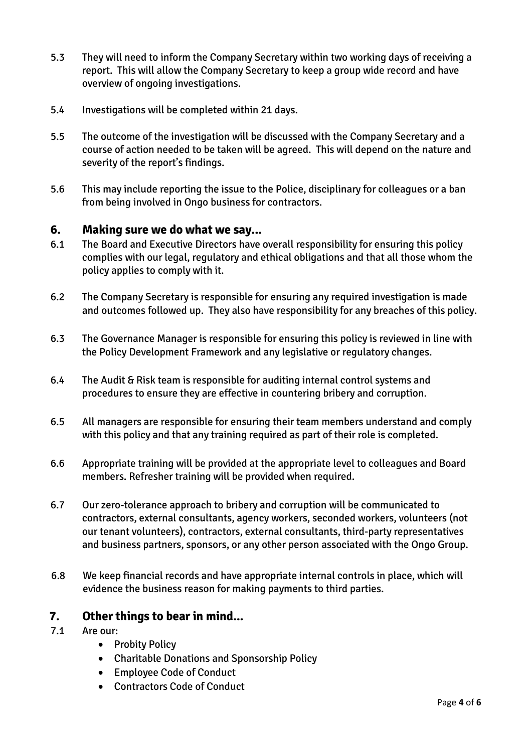5.3 They will need to inform the Company Secretary within two working days of receiving a report. This will allow the Company Secretary to keep a group wide record and have overview of ongoing investigations.

5.4 Investigations will be completed within 21 days.

5.5 The outcome of the investigation will be discussed with the Company Secretary and a course of action needed to be taken will be agreed. This will depend on the nature and severity of the report's findings.

5.6 This may include reporting the issue to the Police, disciplinary for colleagues or a ban from being involved in Ongo business for contractors.

## 6. Making sure we do what we say...

6.1 The Board and Executive Directors have overall responsibility for ensuring this policy complies with our legal, regulatory and ethical obligations and that all those whom the policy applies to comply with it.

6.2 The Company Secretary is responsible for ensuring any required investigation is made and outcomes followed up. They also have responsibility for any breaches of this policy.

6.3 The Governance Manager is responsible for ensuring this policy is reviewed in line with the Policy Development Framework and any legislative or regulatory changes.

6.4 The Audit & Risk team is responsible for auditing internal control systems and procedures to ensure they are effective in countering bribery and corruption.

6.5 All managers are responsible for ensuring their team members understand and comply with this policy and that any training required as part of their role is completed.

6.6 Appropriate training will be provided at the appropriate level to colleagues and Board members. Refresher training will be provided when required.

6.7 Our zero-tolerance approach to bribery and corruption will be communicated to contractors, external consultants, agency workers, seconded workers, volunteers (not our tenant volunteers), contractors, external consultants, third-party representatives and business partners, sponsors, or any other person associated with the Ongo Group.

6.8 We keep financial records and have appropriate internal controls in place, which will evidence the business reason for making payments to third parties.

## 7. Other things to bear in mind...

7.1 Are our:

- Probity Policy
- Charitable Donations and Sponsorship Policy
- Employee Code of Conduct
- Contractors Code of Conduct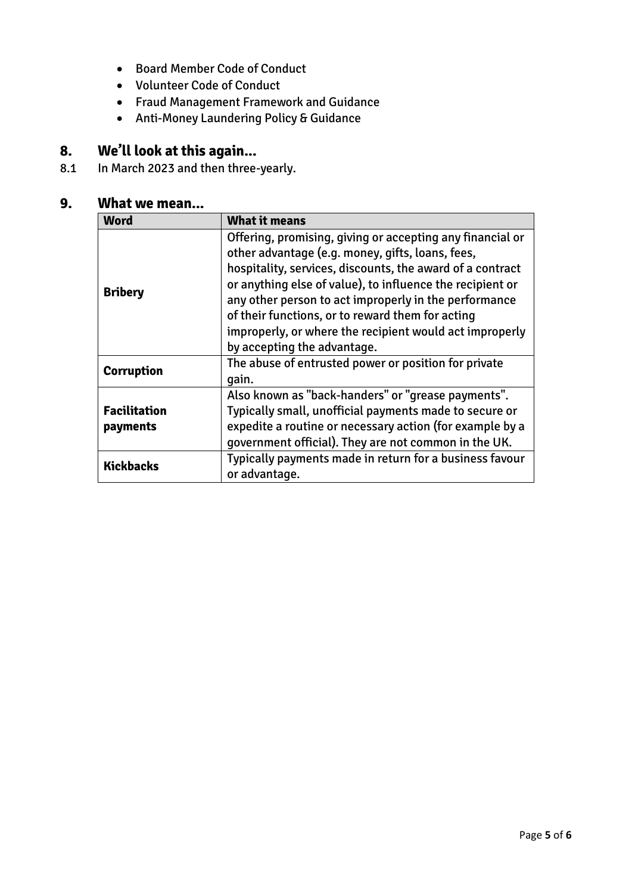- Board Member Code of Conduct
- Volunteer Code of Conduct
- Fraud Management Framework and Guidance
- Anti-Money Laundering Policy & Guidance

## 8. We'll look at this again...

8.1 In March 2023 and then three-yearly.

## 9. What we mean...

| Word | What it means |
|---|---|
| **Bribery** | Offering, promising, giving or accepting any financial or other advantage (e.g. money, gifts, loans, fees, hospitality, services, discounts, the award of a contract or anything else of value), to influence the recipient or any other person to act improperly in the performance of their functions, or to reward them for acting improperly, or where the recipient would act improperly by accepting the advantage. |
| **Corruption** | The abuse of entrusted power or position for private gain. |
| **Facilitation payments** | Also known as "back-handers" or "grease payments". Typically small, unofficial payments made to secure or expedite a routine or necessary action (for example by a government official). They are not common in the UK. |
| **Kickbacks** | Typically payments made in return for a business favour or advantage. |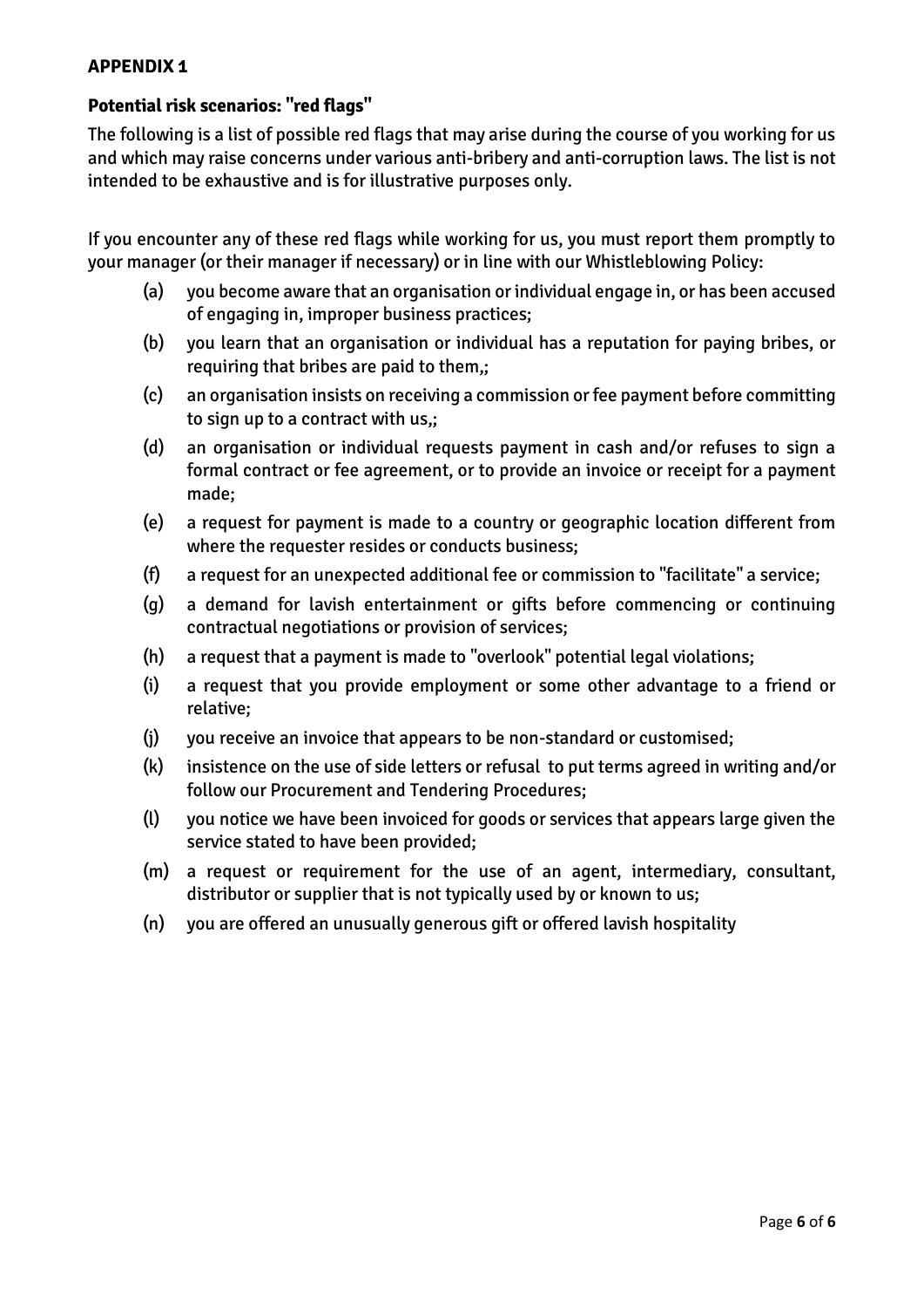## APPENDIX 1

### Potential risk scenarios: "red flags"

The following is a list of possible red flags that may arise during the course of you working for us and which may raise concerns under various anti-bribery and anti-corruption laws. The list is not intended to be exhaustive and is for illustrative purposes only.

If you encounter any of these red flags while working for us, you must report them promptly to your manager (or their manager if necessary) or in line with our Whistleblowing Policy:

(a) you become aware that an organisation or individual engage in, or has been accused of engaging in, improper business practices;

(b) you learn that an organisation or individual has a reputation for paying bribes, or requiring that bribes are paid to them,;

(c) an organisation insists on receiving a commission or fee payment before committing to sign up to a contract with us,;

(d) an organisation or individual requests payment in cash and/or refuses to sign a formal contract or fee agreement, or to provide an invoice or receipt for a payment made;

(e) a request for payment is made to a country or geographic location different from where the requester resides or conducts business;

(f) a request for an unexpected additional fee or commission to "facilitate" a service;

(g) a demand for lavish entertainment or gifts before commencing or continuing contractual negotiations or provision of services;

(h) a request that a payment is made to "overlook" potential legal violations;

(i) a request that you provide employment or some other advantage to a friend or relative;

(j) you receive an invoice that appears to be non-standard or customised;

(k) insistence on the use of side letters or refusal to put terms agreed in writing and/or follow our Procurement and Tendering Procedures;

(l) you notice we have been invoiced for goods or services that appears large given the service stated to have been provided;

(m) a request or requirement for the use of an agent, intermediary, consultant, distributor or supplier that is not typically used by or known to us;

(n) you are offered an unusually generous gift or offered lavish hospitality